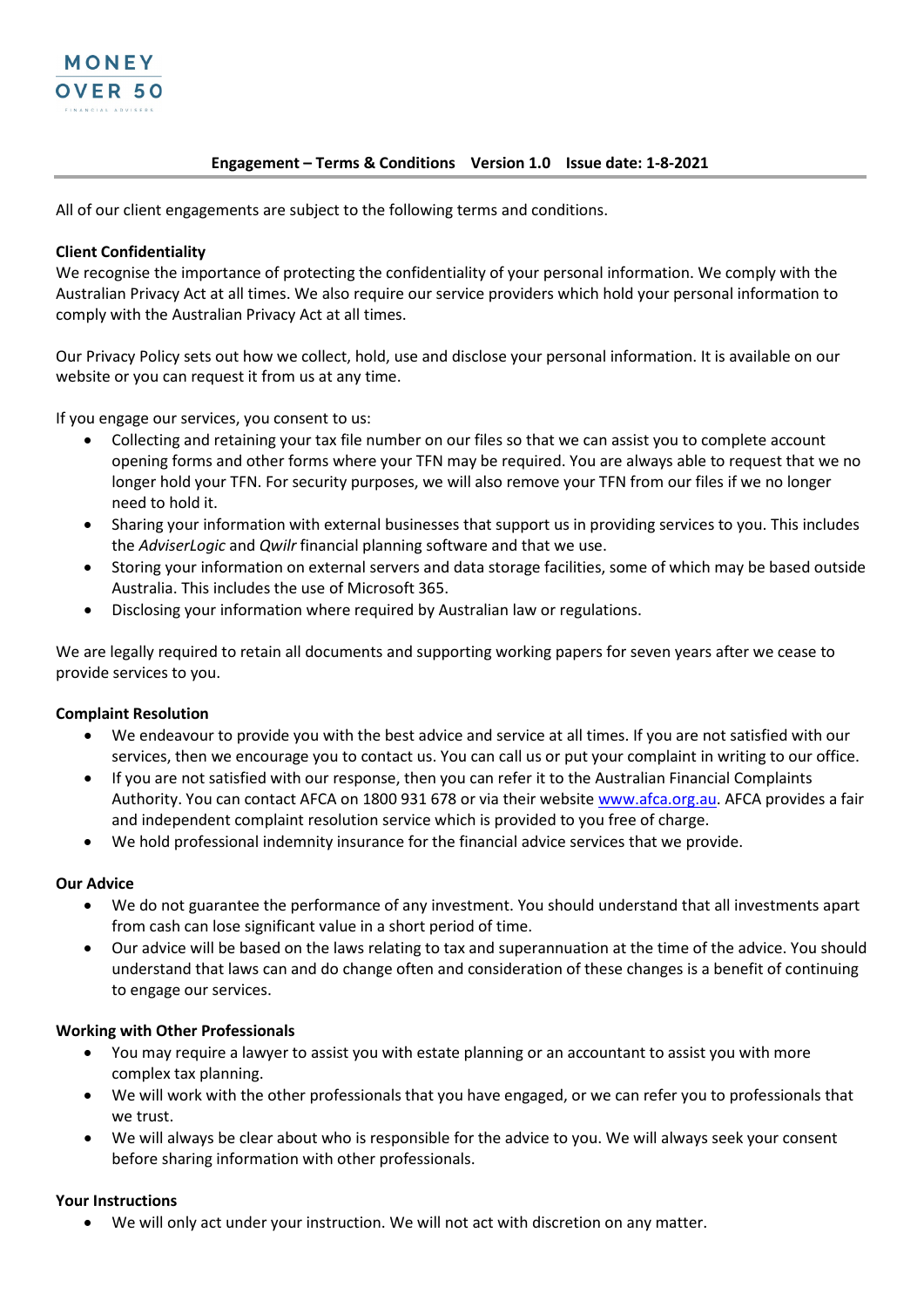MONEY OVER 50

FINANCIAL ADVISERS

**Engagement – Terms & Conditions Version 1.0 Issue date: 1-8-2021**

All of our client engagements are subject to the following terms and conditions.

**Client Confidentiality**

We recognise the importance of protecting the confidentiality of your personal information. We comply with the Australian Privacy Act at all times. We also require our service providers which hold your personal information to comply with the Australian Privacy Act at all times.

Our Privacy Policy sets out how we collect, hold, use and disclose your personal information. It is available on our website or you can request it from us at any time.

If you engage our services, you consent to us:

- Collecting and retaining your tax file number on our files so that we can assist you to complete account opening forms and other forms where your TFN may be required. You are always able to request that we no longer hold your TFN. For security purposes, we will also remove your TFN from our files if we no longer need to hold it.
- Sharing your information with external businesses that support us in providing services to you. This includes the *AdviserLogic* and *Qwilr* financial planning software and that we use.
- Storing your information on external servers and data storage facilities, some of which may be based outside Australia. This includes the use of Microsoft 365.
- Disclosing your information where required by Australian law or regulations.

We are legally required to retain all documents and supporting working papers for seven years after we cease to provide services to you.

**Complaint Resolution**

- We endeavour to provide you with the best advice and service at all times. If you are not satisfied with our services, then we encourage you to contact us. You can call us or put your complaint in writing to our office.
- If you are not satisfied with our response, then you can refer it to the Australian Financial Complaints Authority. You can contact AFCA on 1800 931 678 or via their website www.afca.org.au. AFCA provides a fair and independent complaint resolution service which is provided to you free of charge.
- We hold professional indemnity insurance for the financial advice services that we provide.

**Our Advice**

- We do not guarantee the performance of any investment. You should understand that all investments apart from cash can lose significant value in a short period of time.
- Our advice will be based on the laws relating to tax and superannuation at the time of the advice. You should understand that laws can and do change often and consideration of these changes is a benefit of continuing to engage our services.

**Working with Other Professionals**

- You may require a lawyer to assist you with estate planning or an accountant to assist you with more complex tax planning.
- We will work with the other professionals that you have engaged, or we can refer you to professionals that we trust.
- We will always be clear about who is responsible for the advice to you. We will always seek your consent before sharing information with other professionals.

**Your Instructions**

- We will only act under your instruction. We will not act with discretion on any matter.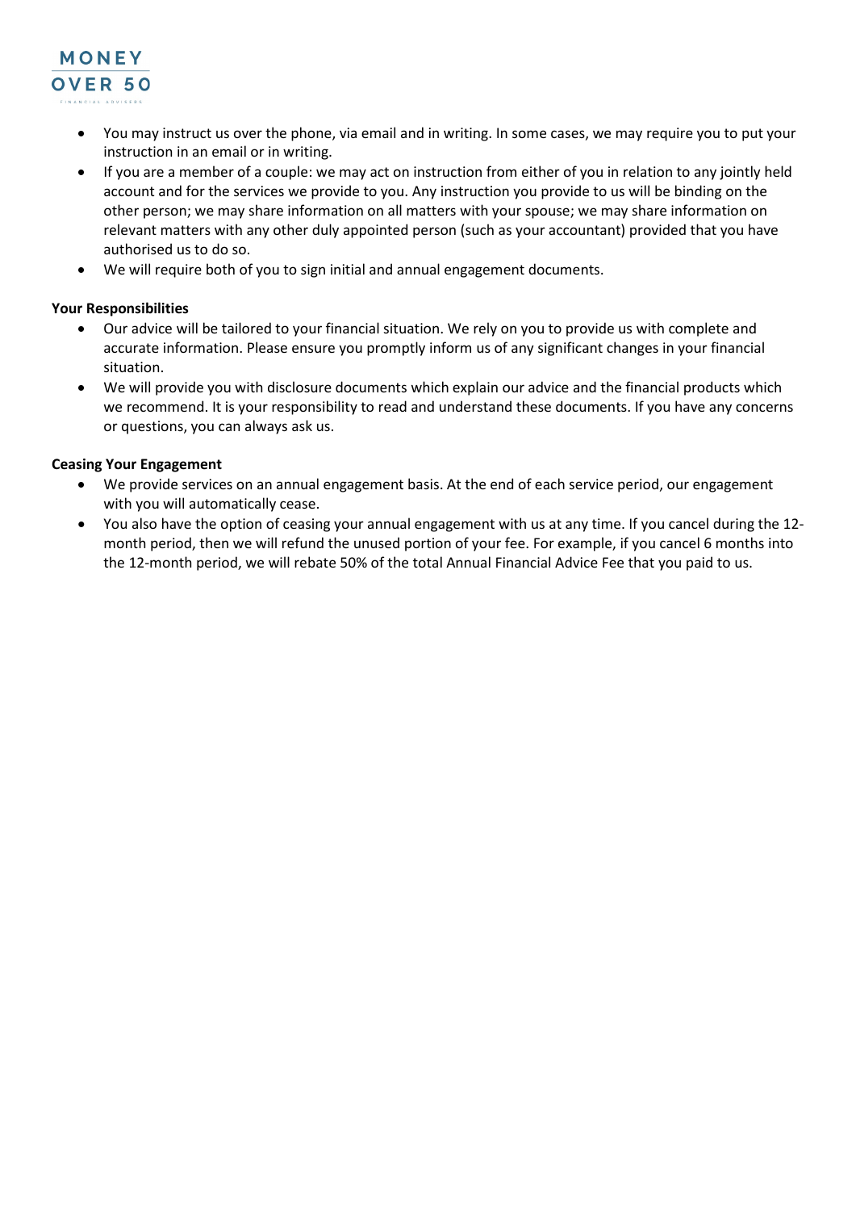- You may instruct us over the phone, via email and in writing. In some cases, we may require you to put your instruction in an email or in writing.
- If you are a member of a couple: we may act on instruction from either of you in relation to any jointly held account and for the services we provide to you. Any instruction you provide to us will be binding on the other person; we may share information on all matters with your spouse; we may share information on relevant matters with any other duly appointed person (such as your accountant) provided that you have authorised us to do so.
- We will require both of you to sign initial and annual engagement documents.

**Your Responsibilities**

- Our advice will be tailored to your financial situation. We rely on you to provide us with complete and accurate information. Please ensure you promptly inform us of any significant changes in your financial situation.
- We will provide you with disclosure documents which explain our advice and the financial products which we recommend. It is your responsibility to read and understand these documents. If you have any concerns or questions, you can always ask us.

**Ceasing Your Engagement**

- We provide services on an annual engagement basis. At the end of each service period, our engagement with you will automatically cease.
- You also have the option of ceasing your annual engagement with us at any time. If you cancel during the 12-month period, then we will refund the unused portion of your fee. For example, if you cancel 6 months into the 12-month period, we will rebate 50% of the total Annual Financial Advice Fee that you paid to us.